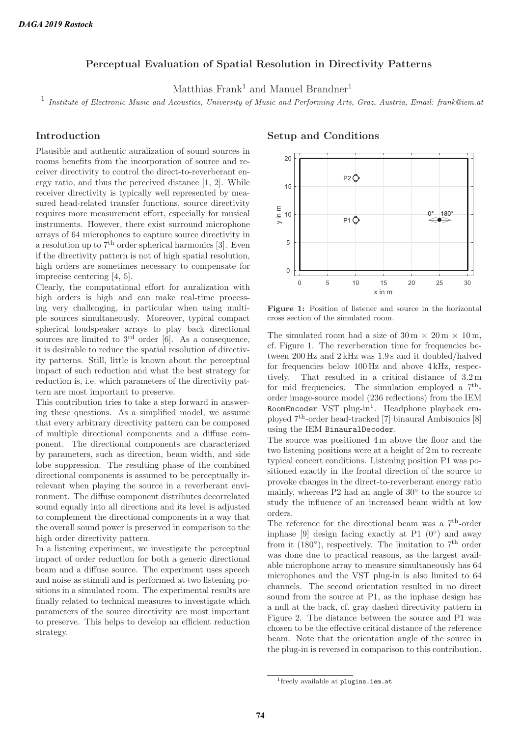# Perceptual Evaluation of Spatial Resolution in Directivity Patterns

Matthias Frank[1] and Manuel Brandner[1]

[1] *Institute of Electronic Music and Acoustics, University of Music and Performing Arts, Graz, Austria, Email: frank@iem.at*

## Introduction

Plausible and authentic auralization of sound sources in rooms benefits from the incorporation of source and receiver directivity to control the direct-to-reverberant energy ratio, and thus the perceived distance [1, 2]. While receiver directivity is typically well represented by measured head-related transfer functions, source directivity requires more measurement effort, especially for musical instruments. However, there exist surround microphone arrays of 64 microphones to capture source directivity in a resolution up to $7^{\text{th}}$ order spherical harmonics [3]. Even if the directivity pattern is not of high spatial resolution, high orders are sometimes necessary to compensate for imprecise centering [4, 5].

Clearly, the computational effort for auralization with high orders is high and can make real-time processing very challenging, in particular when using multiple sources simultaneously. Moreover, typical compact spherical loudspeaker arrays to play back directional sources are limited to $3^{\text{rd}}$ order [6]. As a consequence, it is desirable to reduce the spatial resolution of directivity patterns. Still, little is known about the perceptual impact of such reduction and what the best strategy for reduction is, i.e. which parameters of the directivity pattern are most important to preserve.

This contribution tries to take a step forward in answering these questions. As a simplified model, we assume that every arbitrary directivity pattern can be composed of multiple directional components and a diffuse component. The directional components are characterized by parameters, such as direction, beam width, and side lobe suppression. The resulting phase of the combined directional components is assumed to be perceptually irrelevant when playing the source in a reverberant environment. The diffuse component distributes decorrelated sound equally into all directions and its level is adjusted to complement the directional components in a way that the overall sound power is preserved in comparison to the high order directivity pattern.

In a listening experiment, we investigate the perceptual impact of order reduction for both a generic directional beam and a diffuse source. The experiment uses speech and noise as stimuli and is performed at two listening positions in a simulated room. The experimental results are finally related to technical measures to investigate which parameters of the source directivity are most important to preserve. This helps to develop an efficient reduction strategy.

## Setup and Conditions

**Figure 1:** Position of listener and source in the horizontal cross section of the simulated room.

The simulated room had a size of 30 m × 20 m × 10 m, cf. Figure 1. The reverberation time for frequencies between 200 Hz and 2 kHz was 1.9 s and it doubled/halved for frequencies below 100 Hz and above 4 kHz, respectively. That resulted in a critical distance of 3.2 m for mid frequencies. The simulation employed a $7^{\text{th}}$-order image-source model (236 reflections) from the IEM `RoomEncoder` VST plug-in[1]. Headphone playback employed $7^{\text{th}}$-order head-tracked [7] binaural Ambisonics [8] using the IEM `BinauralDecoder`.

The source was positioned 4 m above the floor and the two listening positions were at a height of 2 m to recreate typical concert conditions. Listening position P1 was positioned exactly in the frontal direction of the source to provoke changes in the direct-to-reverberant energy ratio mainly, whereas P2 had an angle of 30° to the source to study the influence of an increased beam width at low orders.

The reference for the directional beam was a $7^{\text{th}}$-order inphase [9] design facing exactly at P1 (0°) and away from it (180°), respectively. The limitation to $7^{\text{th}}$ order was done due to practical reasons, as the largest available microphone array to measure simultaneously has 64 microphones and the VST plug-in is also limited to 64 channels. The second orientation resulted in no direct sound from the source at P1, as the inphase design has a null at the back, cf. gray dashed directivity pattern in Figure 2. The distance between the source and P1 was chosen to be the effective critical distance of the reference beam. Note that the orientation angle of the source in the plug-in is reversed in comparison to this contribution.

[1] freely available at `plugins.iem.at`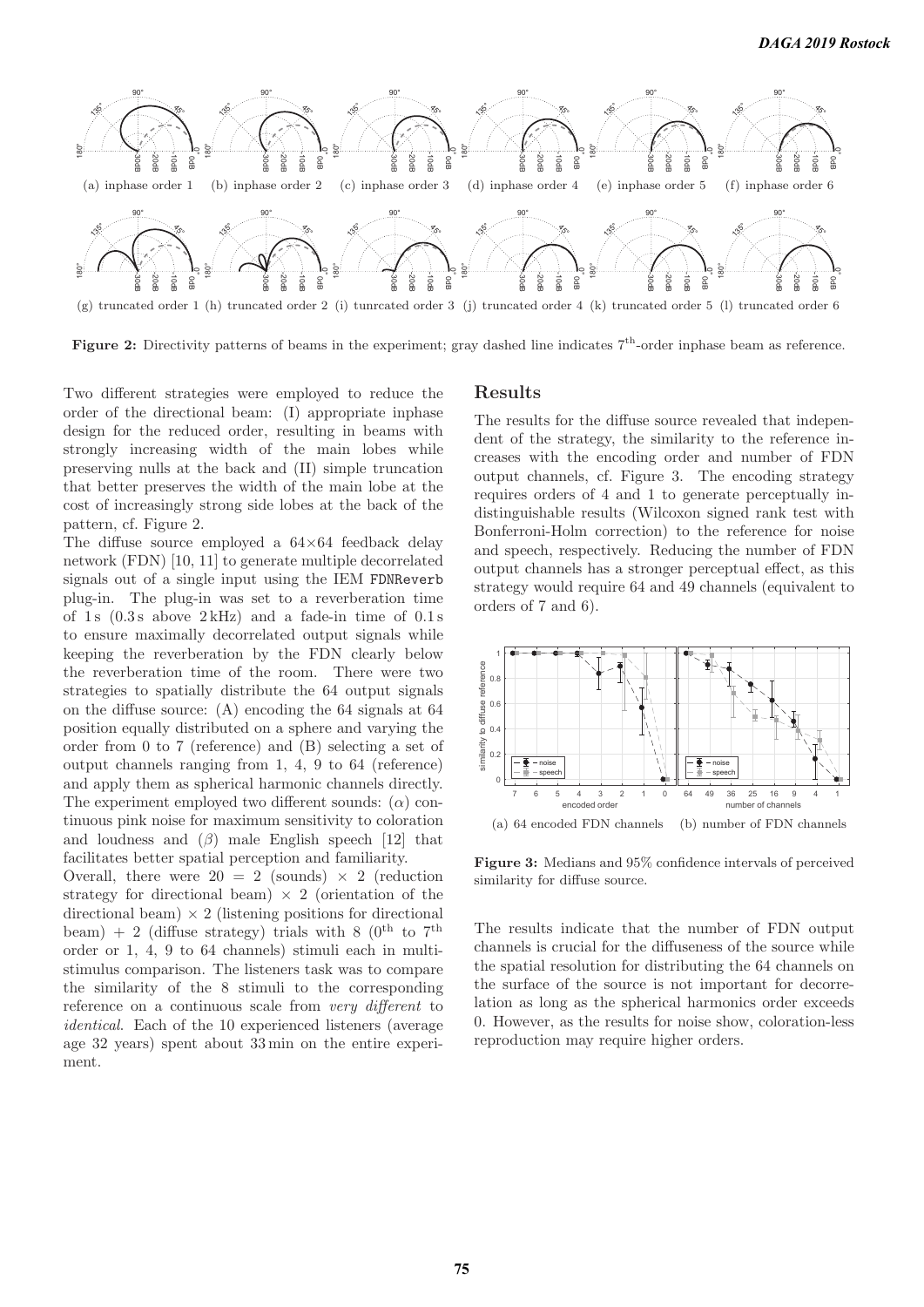(a) inphase order 1 (b) inphase order 2 (c) inphase order 3 (d) inphase order 4 (e) inphase order 5 (f) inphase order 6

(g) truncated order 1 (h) truncated order 2 (i) tunrcated order 3 (j) truncated order 4 (k) truncated order 5 (l) truncated order 6

**Figure 2:** Directivity patterns of beams in the experiment; gray dashed line indicates $7^{\text{th}}$-order inphase beam as reference.

Two different strategies were employed to reduce the order of the directional beam: (I) appropriate inphase design for the reduced order, resulting in beams with strongly increasing width of the main lobes while preserving nulls at the back and (II) simple truncation that better preserves the width of the main lobe at the cost of increasingly strong side lobes at the back of the pattern, cf. Figure 2.

The diffuse source employed a 64×64 feedback delay network (FDN) [10, 11] to generate multiple decorrelated signals out of a single input using the IEM `FDNReverb` plug-in. The plug-in was set to a reverberation time of 1 s (0.3 s above 2 kHz) and a fade-in time of 0.1 s to ensure maximally decorrelated output signals while keeping the reverberation by the FDN clearly below the reverberation time of the room. There were two strategies to spatially distribute the 64 output signals on the diffuse source: (A) encoding the 64 signals at 64 position equally distributed on a sphere and varying the order from 0 to 7 (reference) and (B) selecting a set of output channels ranging from 1, 4, 9 to 64 (reference) and apply them as spherical harmonic channels directly. The experiment employed two different sounds: ($\alpha$) continuous pink noise for maximum sensitivity to coloration and loudness and ($\beta$) male English speech [12] that facilitates better spatial perception and familiarity.

Overall, there were $20 = 2$ (sounds) $\times$ 2 (reduction strategy for directional beam) $\times$ 2 (orientation of the directional beam) $\times$ 2 (listening positions for directional beam) + 2 (diffuse strategy) trials with 8 ($0^{\text{th}}$ to $7^{\text{th}}$ order or 1, 4, 9 to 64 channels) stimuli each in multi-stimulus comparison. The listeners task was to compare the similarity of the 8 stimuli to the corresponding reference on a continuous scale from *very different* to *identical*. Each of the 10 experienced listeners (average age 32 years) spent about 33 min on the entire experiment.

## Results

The results for the diffuse source revealed that independent of the strategy, the similarity to the reference increases with the encoding order and number of FDN output channels, cf. Figure 3. The encoding strategy requires orders of 4 and 1 to generate perceptually indistinguishable results (Wilcoxon signed rank test with Bonferroni-Holm correction) to the reference for noise and speech, respectively. Reducing the number of FDN output channels has a stronger perceptual effect, as this strategy would require 64 and 49 channels (equivalent to orders of 7 and 6).

(a) 64 encoded FDN channels (b) number of FDN channels

**Figure 3:** Medians and 95% confidence intervals of perceived similarity for diffuse source.

The results indicate that the number of FDN output channels is crucial for the diffuseness of the source while the spatial resolution for distributing the 64 channels on the surface of the source is not important for decorrelation as long as the spherical harmonics order exceeds 0. However, as the results for noise show, coloration-less reproduction may require higher orders.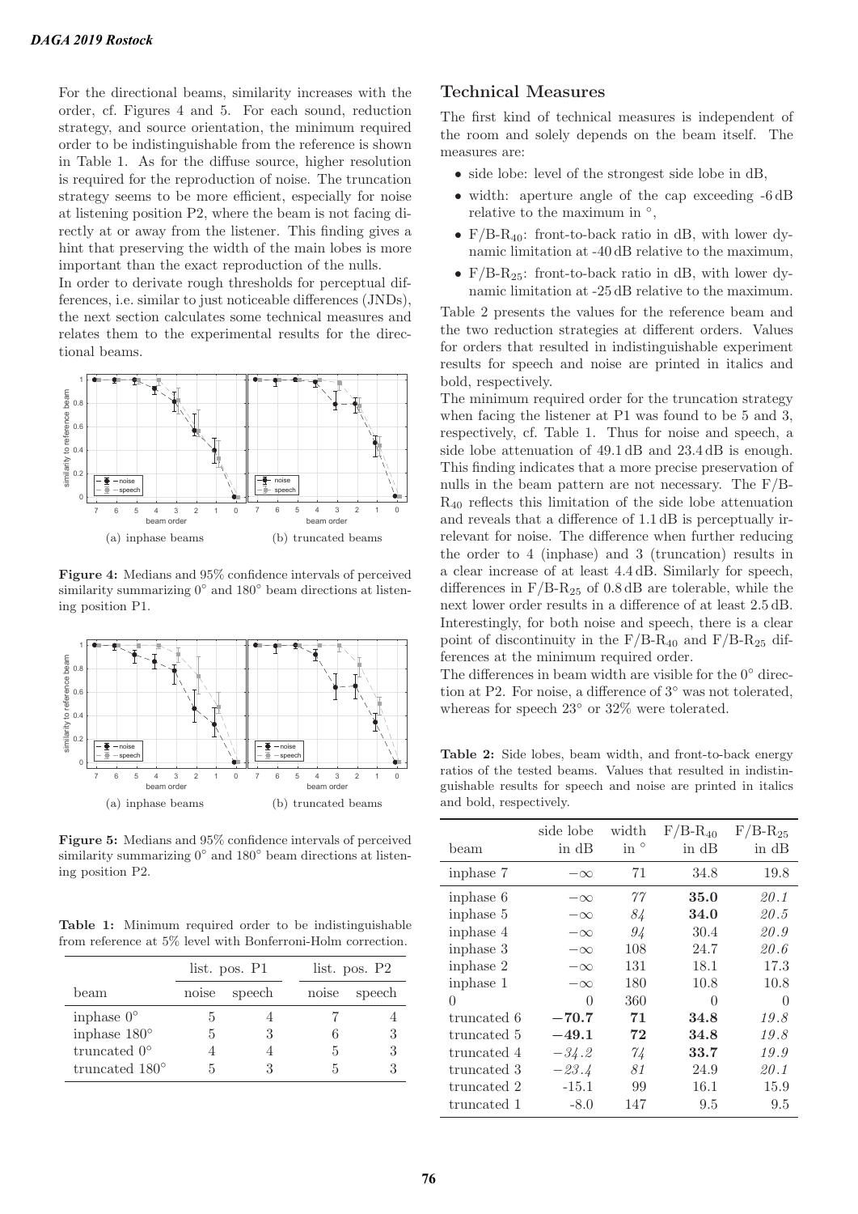For the directional beams, similarity increases with the order, cf. Figures 4 and 5. For each sound, reduction strategy, and source orientation, the minimum required order to be indistinguishable from the reference is shown in Table 1. As for the diffuse source, higher resolution is required for the reproduction of noise. The truncation strategy seems to be more efficient, especially for noise at listening position P2, where the beam is not facing directly at or away from the listener. This finding gives a hint that preserving the width of the main lobes is more important than the exact reproduction of the nulls.

In order to derivate rough thresholds for perceptual differences, i.e. similar to just noticeable differences (JNDs), the next section calculates some technical measures and relates them to the experimental results for the directional beams.

(a) inphase beams (b) truncated beams

**Figure 4:** Medians and 95% confidence intervals of perceived similarity summarizing 0° and 180° beam directions at listening position P1.

(a) inphase beams (b) truncated beams

**Figure 5:** Medians and 95% confidence intervals of perceived similarity summarizing 0° and 180° beam directions at listening position P2.

**Table 1:** Minimum required order to be indistinguishable from reference at 5% level with Bonferroni-Holm correction.

| | list. pos. P1 | | list. pos. P2 | |
|---|---|---|---|---|
| beam | noise | speech | noise | speech |
| inphase 0° | 5 | 4 | 7 | 4 |
| inphase 180° | 5 | 3 | 6 | 3 |
| truncated 0° | 4 | 4 | 5 | 3 |
| truncated 180° | 5 | 3 | 5 | 3 |

## Technical Measures

The first kind of technical measures is independent of the room and solely depends on the beam itself. The measures are:

- side lobe: level of the strongest side lobe in dB,
- width: aperture angle of the cap exceeding -6 dB relative to the maximum in °,
- $F/B\text{-}R_{40}$: front-to-back ratio in dB, with lower dynamic limitation at -40 dB relative to the maximum,
- $F/B\text{-}R_{25}$: front-to-back ratio in dB, with lower dynamic limitation at -25 dB relative to the maximum.

Table 2 presents the values for the reference beam and the two reduction strategies at different orders. Values for orders that resulted in indistinguishable experiment results for speech and noise are printed in italics and bold, respectively.

The minimum required order for the truncation strategy when facing the listener at P1 was found to be 5 and 3, respectively, cf. Table 1. Thus for noise and speech, a side lobe attenuation of 49.1 dB and 23.4 dB is enough. This finding indicates that a more precise preservation of nulls in the beam pattern are not necessary. The $F/B\text{-}R_{40}$ reflects this limitation of the side lobe attenuation and reveals that a difference of 1.1 dB is perceptually irrelevant for noise. The difference when further reducing the order to 4 (inphase) and 3 (truncation) results in a clear increase of at least 4.4 dB. Similarly for speech, differences in $F/B\text{-}R_{25}$ of 0.8 dB are tolerable, while the next lower order results in a difference of at least 2.5 dB. Interestingly, for both noise and speech, there is a clear point of discontinuity in the $F/B\text{-}R_{40}$ and $F/B\text{-}R_{25}$ differences at the minimum required order.

The differences in beam width are visible for the 0° direction at P2. For noise, a difference of 3° was not tolerated, whereas for speech 23° or 32% were tolerated.

**Table 2:** Side lobes, beam width, and front-to-back energy ratios of the tested beams. Values that resulted in indistinguishable results for speech and noise are printed in italics and bold, respectively.

| beam | side lobe in dB | width in ° | $F/B\text{-}R_{40}$ in dB | $F/B\text{-}R_{25}$ in dB |
|---|---|---|---|---|
| inphase 7 | $-\infty$ | 71 | 34.8 | 19.8 |
| inphase 6 | $-\infty$ | *77* | **35.0** | *20.1* |
| inphase 5 | $-\infty$ | *84* | **34.0** | *20.5* |
| inphase 4 | $-\infty$ | *94* | 30.4 | *20.9* |
| inphase 3 | $-\infty$ | 108 | 24.7 | *20.6* |
| inphase 2 | $-\infty$ | 131 | 18.1 | 17.3 |
| inphase 1 | $-\infty$ | 180 | 10.8 | 10.8 |
| 0 | 0 | 360 | 0 | 0 |
| truncated 6 | **−70.7** | **71** | **34.8** | *19.8* |
| truncated 5 | **−49.1** | **72** | **34.8** | *19.8* |
| truncated 4 | *−34.2* | *74* | **33.7** | *19.9* |
| truncated 3 | *−23.4* | *81* | 24.9 | *20.1* |
| truncated 2 | -15.1 | 99 | 16.1 | 15.9 |
| truncated 1 | -8.0 | 147 | 9.5 | 9.5 |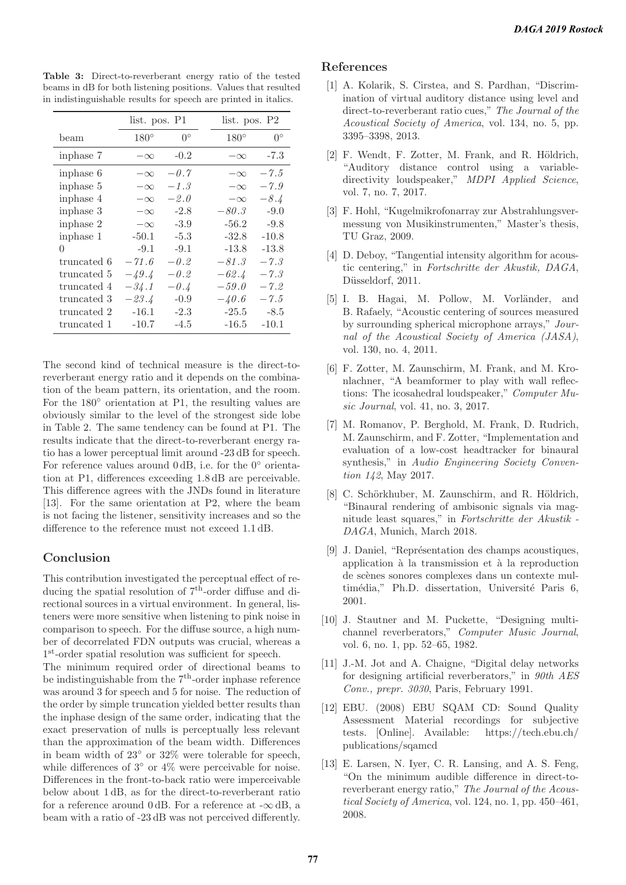**Table 3:** Direct-to-reverberant energy ratio of the tested beams in dB for both listening positions. Values that resulted in indistinguishable results for speech are printed in italics.

| | list. pos. P1 | | list. pos. P2 | |
|---|---|---|---|---|
| beam | 180° | 0° | 180° | 0° |
| inphase 7 | $-\infty$ | -0.2 | $-\infty$ | -7.3 |
| inphase 6 | $-\infty$ | *−0.7* | $-\infty$ | *−7.5* |
| inphase 5 | $-\infty$ | *−1.3* | $-\infty$ | *−7.9* |
| inphase 4 | $-\infty$ | *−2.0* | $-\infty$ | *−8.4* |
| inphase 3 | $-\infty$ | -2.8 | *−80.3* | -9.0 |
| inphase 2 | $-\infty$ | -3.9 | -56.2 | -9.8 |
| inphase 1 | -50.1 | -5.3 | -32.8 | -10.8 |
| 0 | -9.1 | -9.1 | -13.8 | -13.8 |
| truncated 6 | *−71.6* | *−0.2* | *−81.3* | *−7.3* |
| truncated 5 | *−49.4* | *−0.2* | *−62.4* | *−7.3* |
| truncated 4 | *−34.1* | *−0.4* | *−59.0* | *−7.2* |
| truncated 3 | *−23.4* | -0.9 | *−40.6* | *−7.5* |
| truncated 2 | -16.1 | -2.3 | -25.5 | -8.5 |
| truncated 1 | -10.7 | -4.5 | -16.5 | -10.1 |

The second kind of technical measure is the direct-to-reverberant energy ratio and it depends on the combination of the beam pattern, its orientation, and the room. For the 180° orientation at P1, the resulting values are obviously similar to the level of the strongest side lobe in Table 2. The same tendency can be found at P1. The results indicate that the direct-to-reverberant energy ratio has a lower perceptual limit around -23 dB for speech. For reference values around 0 dB, i.e. for the 0° orientation at P1, differences exceeding 1.8 dB are perceivable. This difference agrees with the JNDs found in literature [13]. For the same orientation at P2, where the beam is not facing the listener, sensitivity increases and so the difference to the reference must not exceed 1.1 dB.

## Conclusion

This contribution investigated the perceptual effect of reducing the spatial resolution of $7^{\text{th}}$-order diffuse and directional sources in a virtual environment. In general, listeners were more sensitive when listening to pink noise in comparison to speech. For the diffuse source, a high number of decorrelated FDN outputs was crucial, whereas a $1^{\text{st}}$-order spatial resolution was sufficient for speech.

The minimum required order of directional beams to be indistinguishable from the $7^{\text{th}}$-order inphase reference was around 3 for speech and 5 for noise. The reduction of the order by simple truncation yielded better results than the inphase design of the same order, indicating that the exact preservation of nulls is perceptually less relevant than the approximation of the beam width. Differences in beam width of 23° or 32% were tolerable for speech, while differences of 3° or 4% were perceivable for noise. Differences in the front-to-back ratio were imperceivable below about 1 dB, as for the direct-to-reverberant ratio for a reference around 0 dB. For a reference at $-\infty$ dB, a beam with a ratio of -23 dB was not perceived differently.

## References

[1] A. Kolarik, S. Cirstea, and S. Pardhan, "Discrimination of virtual auditory distance using level and direct-to-reverberant ratio cues," *The Journal of the Acoustical Society of America*, vol. 134, no. 5, pp. 3395–3398, 2013.

[2] F. Wendt, F. Zotter, M. Frank, and R. Höldrich, "Auditory distance control using a variable-directivity loudspeaker," *MDPI Applied Science*, vol. 7, no. 7, 2017.

[3] F. Hohl, "Kugelmikrofonarray zur Abstrahlungsvermessung von Musikinstrumenten," Master's thesis, TU Graz, 2009.

[4] D. Deboy, "Tangential intensity algorithm for acoustic centering," in *Fortschritte der Akustik, DAGA*, Düsseldorf, 2011.

[5] I. B. Hagai, M. Pollow, M. Vorländer, and B. Rafaely, "Acoustic centering of sources measured by surrounding spherical microphone arrays," *Journal of the Acoustical Society of America (JASA)*, vol. 130, no. 4, 2011.

[6] F. Zotter, M. Zaunschirm, M. Frank, and M. Kronlachner, "A beamformer to play with wall reflections: The icosahedral loudspeaker," *Computer Music Journal*, vol. 41, no. 3, 2017.

[7] M. Romanov, P. Berghold, M. Frank, D. Rudrich, M. Zaunschirm, and F. Zotter, "Implementation and evaluation of a low-cost headtracker for binaural synthesis," in *Audio Engineering Society Convention 142*, May 2017.

[8] C. Schörkhuber, M. Zaunschirm, and R. Höldrich, "Binaural rendering of ambisonic signals via magnitude least squares," in *Fortschritte der Akustik - DAGA*, Munich, March 2018.

[9] J. Daniel, "Représentation des champs acoustiques, application à la transmission et à la reproduction de scènes sonores complexes dans un contexte multimédia," Ph.D. dissertation, Université Paris 6, 2001.

[10] J. Stautner and M. Puckette, "Designing multichannel reverberators," *Computer Music Journal*, vol. 6, no. 1, pp. 52–65, 1982.

[11] J.-M. Jot and A. Chaigne, "Digital delay networks for designing artificial reverberators," in *90th AES Conv., prepr. 3030*, Paris, February 1991.

[12] EBU. (2008) EBU SQAM CD: Sound Quality Assessment Material recordings for subjective tests. [Online]. Available: https://tech.ebu.ch/publications/sqamcd

[13] E. Larsen, N. Iyer, C. R. Lansing, and A. S. Feng, "On the minimum audible difference in direct-to-reverberant energy ratio," *The Journal of the Acoustical Society of America*, vol. 124, no. 1, pp. 450–461, 2008.